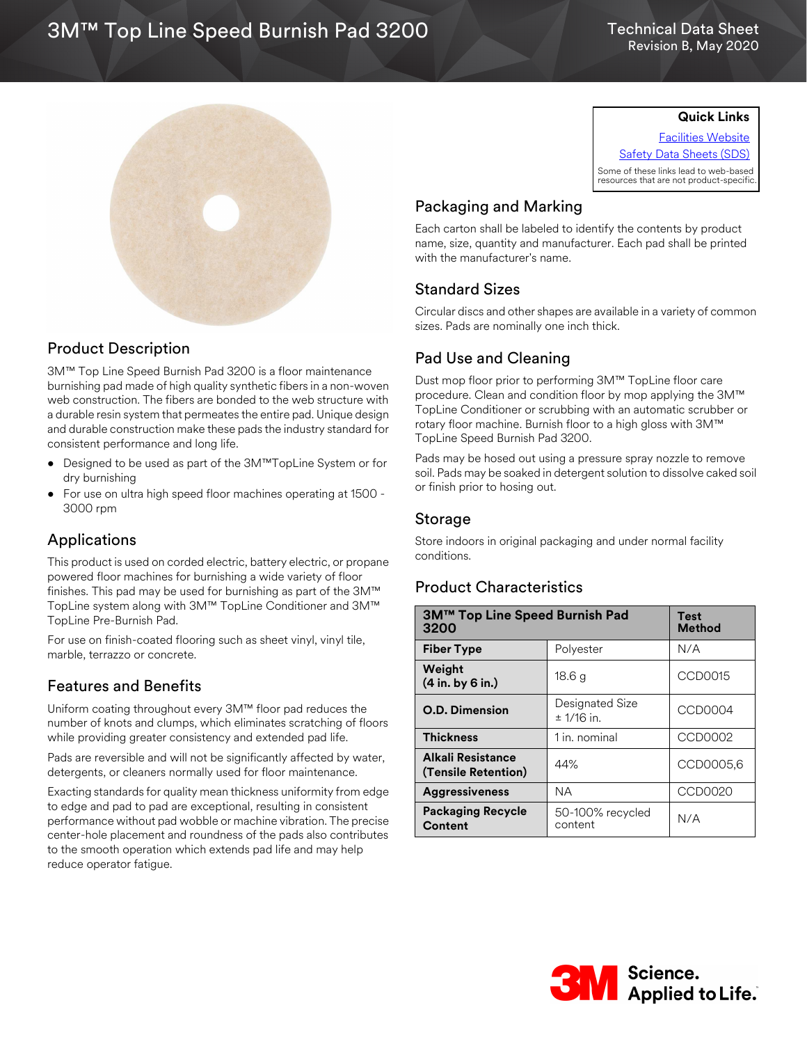# 3M™ Top Line Speed Burnish Pad 3200

Technical Data Sheet
Revision B, May 2020

## Product Description

3M™ Top Line Speed Burnish Pad 3200 is a floor maintenance burnishing pad made of high quality synthetic fibers in a non-woven web construction. The fibers are bonded to the web structure with a durable resin system that permeates the entire pad. Unique design and durable construction make these pads the industry standard for consistent performance and long life.

- Designed to be used as part of the 3M™TopLine System or for dry burnishing
- For use on ultra high speed floor machines operating at 1500 - 3000 rpm

## Applications

This product is used on corded electric, battery electric, or propane powered floor machines for burnishing a wide variety of floor finishes. This pad may be used for burnishing as part of the 3M™ TopLine system along with 3M™ TopLine Conditioner and 3M™ TopLine Pre-Burnish Pad.

For use on finish-coated flooring such as sheet vinyl, vinyl tile, marble, terrazzo or concrete.

## Features and Benefits

Uniform coating throughout every 3M™ floor pad reduces the number of knots and clumps, which eliminates scratching of floors while providing greater consistency and extended pad life.

Pads are reversible and will not be significantly affected by water, detergents, or cleaners normally used for floor maintenance.

Exacting standards for quality mean thickness uniformity from edge to edge and pad to pad are exceptional, resulting in consistent performance without pad wobble or machine vibration. The precise center-hole placement and roundness of the pads also contributes to the smooth operation which extends pad life and may help reduce operator fatigue.

**Quick Links**

Facilities Website
Safety Data Sheets (SDS)

Some of these links lead to web-based resources that are not product-specific.

## Packaging and Marking

Each carton shall be labeled to identify the contents by product name, size, quantity and manufacturer. Each pad shall be printed with the manufacturer's name.

## Standard Sizes

Circular discs and other shapes are available in a variety of common sizes. Pads are nominally one inch thick.

## Pad Use and Cleaning

Dust mop floor prior to performing 3M™ TopLine floor care procedure. Clean and condition floor by mop applying the 3M™ TopLine Conditioner or scrubbing with an automatic scrubber or rotary floor machine. Burnish floor to a high gloss with 3M™ TopLine Speed Burnish Pad 3200.

Pads may be hosed out using a pressure spray nozzle to remove soil. Pads may be soaked in detergent solution to dissolve caked soil or finish prior to hosing out.

## Storage

Store indoors in original packaging and under normal facility conditions.

## Product Characteristics

| 3M™ Top Line Speed Burnish Pad 3200 | | Test Method |
|---|---|---|
| **Fiber Type** | Polyester | N/A |
| **Weight (4 in. by 6 in.)** | 18.6 g | CCD0015 |
| **O.D. Dimension** | Designated Size ± 1/16 in. | CCD0004 |
| **Thickness** | 1 in. nominal | CCD0002 |
| **Alkali Resistance (Tensile Retention)** | 44% | CCD0005,6 |
| **Aggressiveness** | NA | CCD0020 |
| **Packaging Recycle Content** | 50-100% recycled content | N/A |

3M Science. Applied to Life.™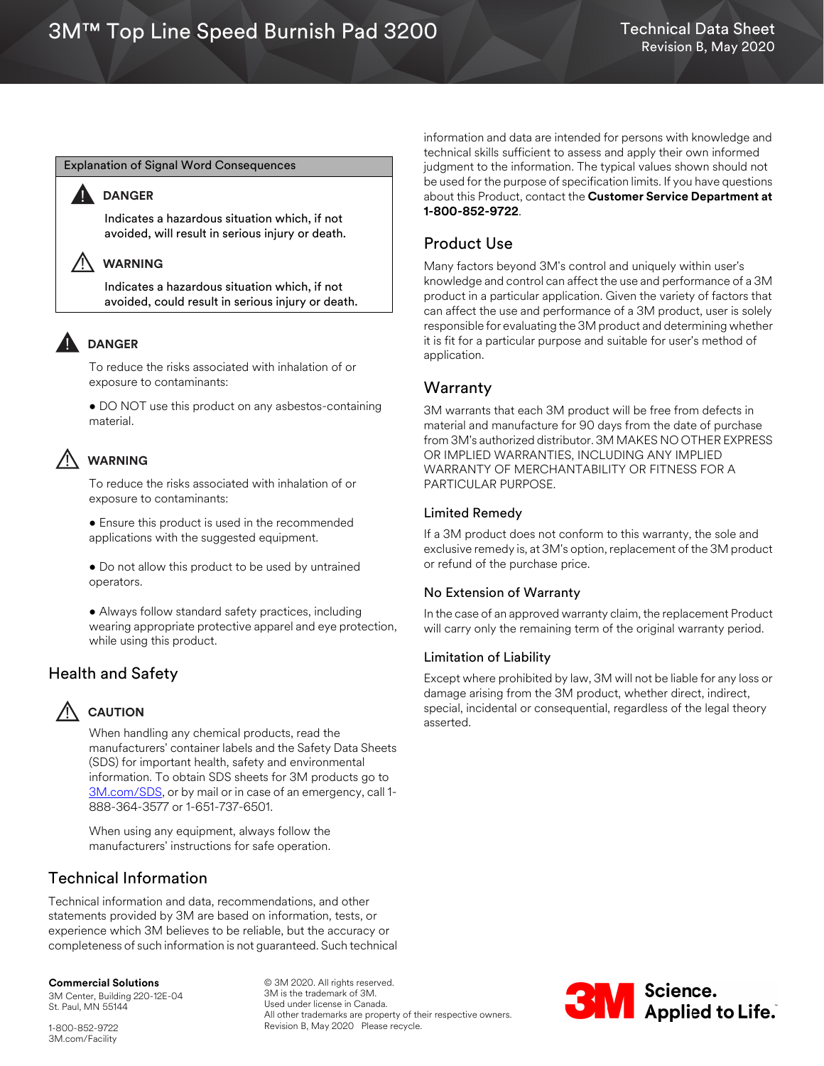| Explanation of Signal Word Consequences |
| --- |
| **DANGER** Indicates a hazardous situation which, if not avoided, will result in serious injury or death. |
| **WARNING** Indicates a hazardous situation which, if not avoided, could result in serious injury or death. |

**DANGER**

To reduce the risks associated with inhalation of or exposure to contaminants:

- DO NOT use this product on any asbestos-containing material.

**WARNING**

To reduce the risks associated with inhalation of or exposure to contaminants:

- Ensure this product is used in the recommended applications with the suggested equipment.
- Do not allow this product to be used by untrained operators.
- Always follow standard safety practices, including wearing appropriate protective apparel and eye protection, while using this product.

## Health and Safety

**CAUTION**

When handling any chemical products, read the manufacturers' container labels and the Safety Data Sheets (SDS) for important health, safety and environmental information. To obtain SDS sheets for 3M products go to 3M.com/SDS, or by mail or in case of an emergency, call 1-888-364-3577 or 1-651-737-6501.

When using any equipment, always follow the manufacturers' instructions for safe operation.

## Technical Information

Technical information and data, recommendations, and other statements provided by 3M are based on information, tests, or experience which 3M believes to be reliable, but the accuracy or completeness of such information is not guaranteed. Such technical information and data are intended for persons with knowledge and technical skills sufficient to assess and apply their own informed judgment to the information. The typical values shown should not be used for the purpose of specification limits. If you have questions about this Product, contact the **Customer Service Department at 1-800-852-9722**.

## Product Use

Many factors beyond 3M's control and uniquely within user's knowledge and control can affect the use and performance of a 3M product in a particular application. Given the variety of factors that can affect the use and performance of a 3M product, user is solely responsible for evaluating the 3M product and determining whether it is fit for a particular purpose and suitable for user's method of application.

## Warranty

3M warrants that each 3M product will be free from defects in material and manufacture for 90 days from the date of purchase from 3M's authorized distributor. 3M MAKES NO OTHER EXPRESS OR IMPLIED WARRANTIES, INCLUDING ANY IMPLIED WARRANTY OF MERCHANTABILITY OR FITNESS FOR A PARTICULAR PURPOSE.

### Limited Remedy

If a 3M product does not conform to this warranty, the sole and exclusive remedy is, at 3M's option, replacement of the 3M product or refund of the purchase price.

### No Extension of Warranty

In the case of an approved warranty claim, the replacement Product will carry only the remaining term of the original warranty period.

### Limitation of Liability

Except where prohibited by law, 3M will not be liable for any loss or damage arising from the 3M product, whether direct, indirect, special, incidental or consequential, regardless of the legal theory asserted.

**Commercial Solutions**
3M Center, Building 220-12E-04
St. Paul, MN 55144

1-800-852-9722
3M.com/Facility

© 3M 2020. All rights reserved.
3M is the trademark of 3M.
Used under license in Canada.
All other trademarks are property of their respective owners.
Revision B, May 2020 Please recycle.